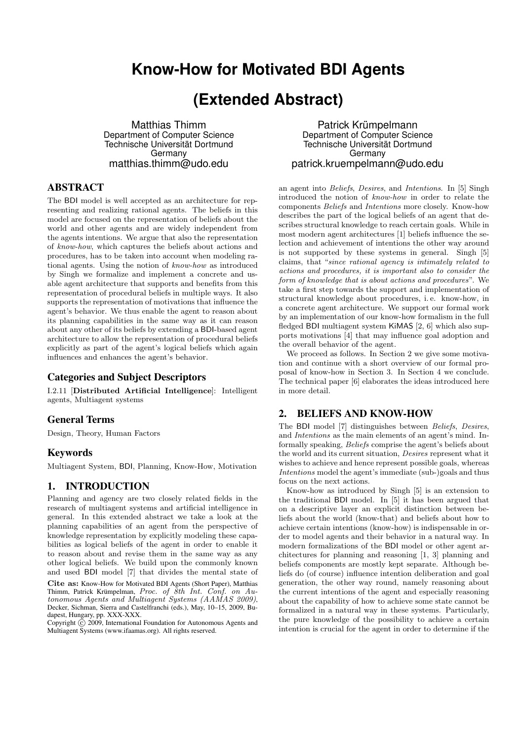# Know-How for Motivated BDI Agents

# (Extended Abstract)

Matthias Thimm
Department of Computer Science
Technische Universität Dortmund
Germany
matthias.thimm@udo.edu

Patrick Krümpelmann
Department of Computer Science
Technische Universität Dortmund
Germany
patrick.kruempelmann@udo.edu

## ABSTRACT

The BDI model is well accepted as an architecture for representing and realizing rational agents. The beliefs in this model are focused on the representation of beliefs about the world and other agents and are widely independent from the agents intentions. We argue that also the representation of *know-how*, which captures the beliefs about actions and procedures, has to be taken into account when modeling rational agents. Using the notion of *know-how* as introduced by Singh we formalize and implement a concrete and usable agent architecture that supports and benefits from this representation of procedural beliefs in multiple ways. It also supports the representation of motivations that influence the agent's behavior. We thus enable the agent to reason about its planning capabilities in the same way as it can reason about any other of its beliefs by extending a BDI-based agent architecture to allow the representation of procedural beliefs explicitly as part of the agent's logical beliefs which again influences and enhances the agent's behavior.

### Categories and Subject Descriptors

I.2.11 [**Distributed Artificial Intelligence**]: Intelligent agents, Multiagent systems

### General Terms

Design, Theory, Human Factors

### Keywords

Multiagent System, BDI, Planning, Know-How, Motivation

## 1. INTRODUCTION

Planning and agency are two closely related fields in the research of multiagent systems and artificial intelligence in general. In this extended abstract we take a look at the planning capabilities of an agent from the perspective of knowledge representation by explicitly modeling these capabilities as logical beliefs of the agent in order to enable it to reason about and revise them in the same way as any other logical beliefs. We build upon the commonly known and used BDI model [7] that divides the mental state of an agent into *Beliefs*, *Desires*, and *Intentions*. In [5] Singh introduced the notion of *know-how* in order to relate the components *Beliefs* and *Intentions* more closely. Know-how describes the part of the logical beliefs of an agent that describes structural knowledge to reach certain goals. While in most modern agent architectures [1] beliefs influence the selection and achievement of intentions the other way around is not supported by these systems in general. Singh [5] claims, that "*since rational agency is intimately related to actions and procedures, it is important also to consider the form of knowledge that is about actions and procedures*". We take a first step towards the support and implementation of structural knowledge about procedures, i. e. know-how, in a concrete agent architecture. We support our formal work by an implementation of our know-how formalism in the full fledged BDI multiagent system KiMAS [2, 6] which also supports motivations [4] that may influence goal adoption and the overall behavior of the agent.

We proceed as follows. In Section 2 we give some motivation and continue with a short overview of our formal proposal of know-how in Section 3. In Section 4 we conclude. The technical paper [6] elaborates the ideas introduced here in more detail.

**Cite as:** Know-How for Motivated BDI Agents (Short Paper), Matthias Thimm, Patrick Krümpelmann, *Proc. of 8th Int. Conf. on Autonomous Agents and Multiagent Systems (AAMAS 2009)*, Decker, Sichman, Sierra and Castelfranchi (eds.), May, 10–15, 2009, Budapest, Hungary, pp. XXX-XXX.
Copyright © 2009, International Foundation for Autonomous Agents and Multiagent Systems (www.ifaamas.org). All rights reserved.

## 2. BELIEFS AND KNOW-HOW

The BDI model [7] distinguishes between *Beliefs*, *Desires*, and *Intentions* as the main elements of an agent's mind. Informally speaking, *Beliefs* comprise the agent's beliefs about the world and its current situation, *Desires* represent what it wishes to achieve and hence represent possible goals, whereas *Intentions* model the agent's immediate (sub-)goals and thus focus on the next actions.

Know-how as introduced by Singh [5] is an extension to the traditional BDI model. In [5] it has been argued that on a descriptive layer an explicit distinction between beliefs about the world (know-that) and beliefs about how to achieve certain intentions (know-how) is indispensable in order to model agents and their behavior in a natural way. In modern formalizations of the BDI model or other agent architectures for planning and reasoning [1, 3] planning and beliefs components are mostly kept separate. Although beliefs do (of course) influence intention deliberation and goal generation, the other way round, namely reasoning about the current intentions of the agent and especially reasoning about the capability of how to achieve some state cannot be formalized in a natural way in these systems. Particularly, the pure knowledge of the possibility to achieve a certain intention is crucial for the agent in order to determine if the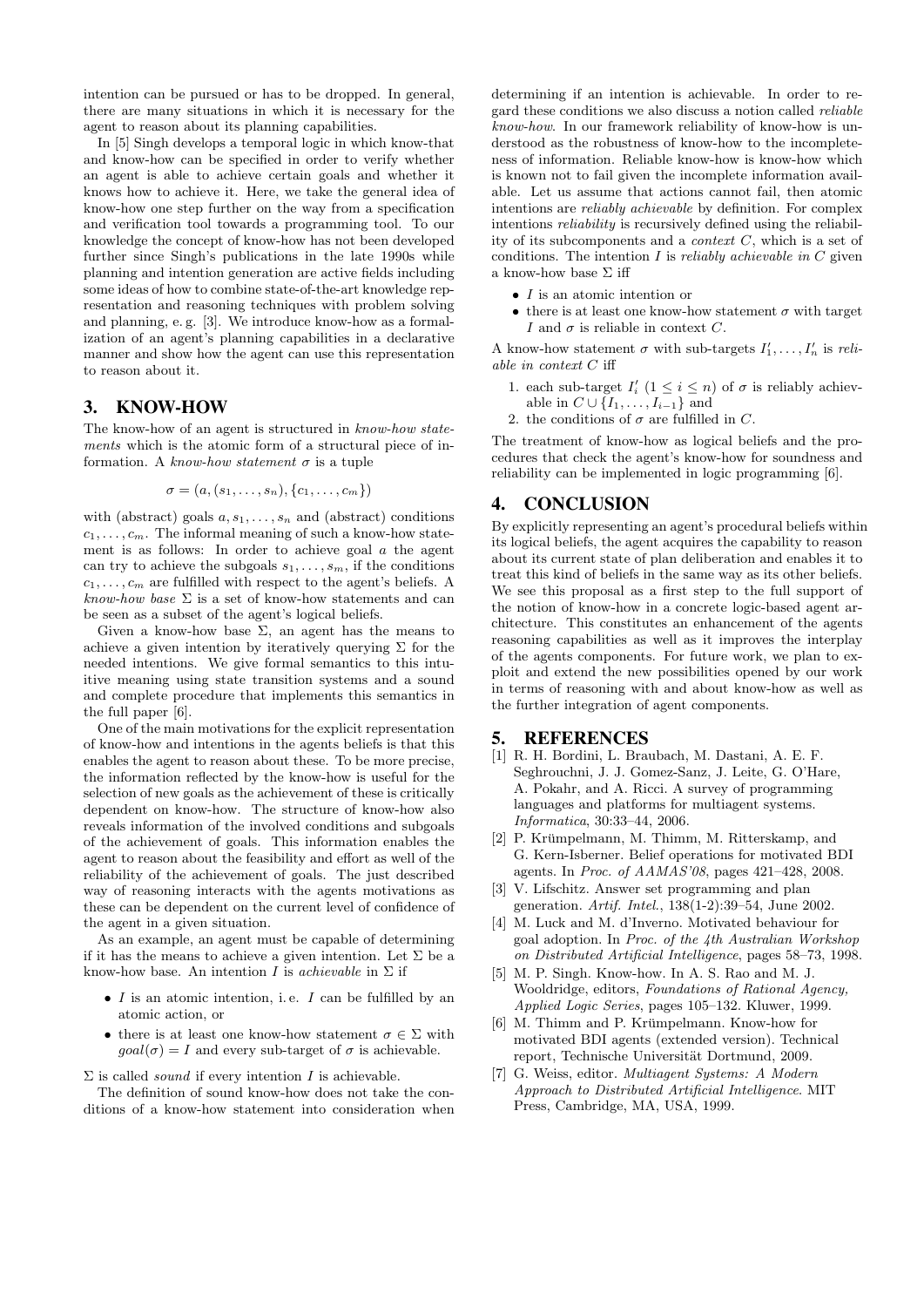intention can be pursued or has to be dropped. In general, there are many situations in which it is necessary for the agent to reason about its planning capabilities.

In [5] Singh develops a temporal logic in which know-that and know-how can be specified in order to verify whether an agent is able to achieve certain goals and whether it knows how to achieve it. Here, we take the general idea of know-how one step further on the way from a specification and verification tool towards a programming tool. To our knowledge the concept of know-how has not been developed further since Singh's publications in the late 1990s while planning and intention generation are active fields including some ideas of how to combine state-of-the-art knowledge representation and reasoning techniques with problem solving and planning, e. g. [3]. We introduce know-how as a formalization of an agent's planning capabilities in a declarative manner and show how the agent can use this representation to reason about it.

## 3. KNOW-HOW

The know-how of an agent is structured in *know-how statements* which is the atomic form of a structural piece of information. A *know-how statement* $\sigma$ is a tuple

$$\sigma = (a, (s_1, \ldots, s_n), \{c_1, \ldots, c_m\})$$

with (abstract) goals $a, s_1, \ldots, s_n$ and (abstract) conditions $c_1, \ldots, c_m$. The informal meaning of such a know-how statement is as follows: In order to achieve goal $a$ the agent can try to achieve the subgoals $s_1, \ldots, s_m$, if the conditions $c_1, \ldots, c_m$ are fulfilled with respect to the agent's beliefs. A *know-how base* $\Sigma$ is a set of know-how statements and can be seen as a subset of the agent's logical beliefs.

Given a know-how base $\Sigma$, an agent has the means to achieve a given intention by iteratively querying $\Sigma$ for the needed intentions. We give formal semantics to this intuitive meaning using state transition systems and a sound and complete procedure that implements this semantics in the full paper [6].

One of the main motivations for the explicit representation of know-how and intentions in the agents beliefs is that this enables the agent to reason about these. To be more precise, the information reflected by the know-how is useful for the selection of new goals as the achievement of these is critically dependent on know-how. The structure of know-how also reveals information of the involved conditions and subgoals of the achievement of goals. This information enables the agent to reason about the feasibility and effort as well of the reliability of the achievement of goals. The just described way of reasoning interacts with the agents motivations as these can be dependent on the current level of confidence of the agent in a given situation.

As an example, an agent must be capable of determining if it has the means to achieve a given intention. Let $\Sigma$ be a know-how base. An intention $I$ is *achievable* in $\Sigma$ if

- $I$ is an atomic intention, i. e. $I$ can be fulfilled by an atomic action, or
- there is at least one know-how statement $\sigma \in \Sigma$ with $goal(\sigma) = I$ and every sub-target of $\sigma$ is achievable.

$\Sigma$ is called *sound* if every intention $I$ is achievable.

The definition of sound know-how does not take the conditions of a know-how statement into consideration when determining if an intention is achievable. In order to regard these conditions we also discuss a notion called *reliable know-how*. In our framework reliability of know-how is understood as the robustness of know-how to the incompleteness of information. Reliable know-how is know-how which is known not to fail given the incomplete information available. Let us assume that actions cannot fail, then atomic intentions are *reliably achievable* by definition. For complex intentions *reliability* is recursively defined using the reliability of its subcomponents and a *context* $C$, which is a set of conditions. The intention $I$ is *reliably achievable in* $C$ given a know-how base $\Sigma$ iff

- $I$ is an atomic intention or
- there is at least one know-how statement $\sigma$ with target $I$ and $\sigma$ is reliable in context $C$.

A know-how statement $\sigma$ with sub-targets $I'_1, \ldots, I'_n$ is *reliable in context* $C$ iff

1. each sub-target $I'_i$ ($1 \leq i \leq n$) of $\sigma$ is reliably achievable in $C \cup \{I_1, \ldots, I_{i-1}\}$ and
2. the conditions of $\sigma$ are fulfilled in $C$.

The treatment of know-how as logical beliefs and the procedures that check the agent's know-how for soundness and reliability can be implemented in logic programming [6].

## 4. CONCLUSION

By explicitly representing an agent's procedural beliefs within its logical beliefs, the agent acquires the capability to reason about its current state of plan deliberation and enables it to treat this kind of beliefs in the same way as its other beliefs. We see this proposal as a first step to the full support of the notion of know-how in a concrete logic-based agent architecture. This constitutes an enhancement of the agents reasoning capabilities as well as it improves the interplay of the agents components. For future work, we plan to exploit and extend the new possibilities opened by our work in terms of reasoning with and about know-how as well as the further integration of agent components.

## 5. REFERENCES

[1] R. H. Bordini, L. Braubach, M. Dastani, A. E. F. Seghrouchni, J. J. Gomez-Sanz, J. Leite, G. O'Hare, A. Pokahr, and A. Ricci. A survey of programming languages and platforms for multiagent systems. *Informatica*, 30:33–44, 2006.

[2] P. Krümpelmann, M. Thimm, M. Ritterskamp, and G. Kern-Isberner. Belief operations for motivated BDI agents. In *Proc. of AAMAS'08*, pages 421–428, 2008.

[3] V. Lifschitz. Answer set programming and plan generation. *Artif. Intel.*, 138(1-2):39–54, June 2002.

[4] M. Luck and M. d'Inverno. Motivated behaviour for goal adoption. In *Proc. of the 4th Australian Workshop on Distributed Artificial Intelligence*, pages 58–73, 1998.

[5] M. P. Singh. Know-how. In A. S. Rao and M. J. Wooldridge, editors, *Foundations of Rational Agency, Applied Logic Series*, pages 105–132. Kluwer, 1999.

[6] M. Thimm and P. Krümpelmann. Know-how for motivated BDI agents (extended version). Technical report, Technische Universität Dortmund, 2009.

[7] G. Weiss, editor. *Multiagent Systems: A Modern Approach to Distributed Artificial Intelligence*. MIT Press, Cambridge, MA, USA, 1999.